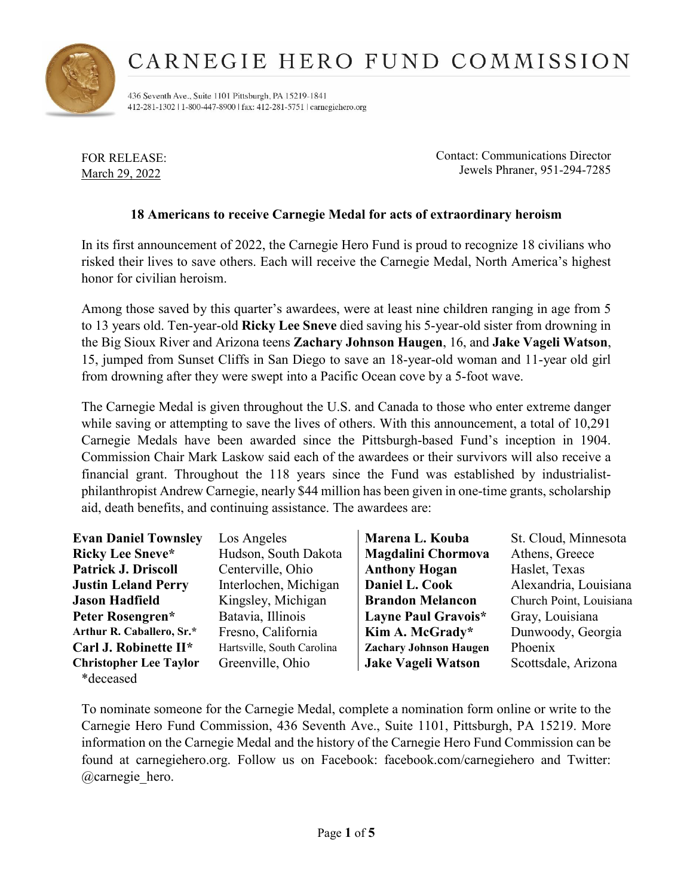# CARNEGIE HERO FUND COMMISSION

436 Seventh Ave., Suite 1101 Pittsburgh, PA 15219-1841
412-281-1302 | 1-800-447-8900 | fax: 412-281-5751 | carnegiehero.org

FOR RELEASE:
March 29, 2022

Contact: Communications Director
Jewels Phraner, 951-294-7285

## 18 Americans to receive Carnegie Medal for acts of extraordinary heroism

In its first announcement of 2022, the Carnegie Hero Fund is proud to recognize 18 civilians who risked their lives to save others. Each will receive the Carnegie Medal, North America's highest honor for civilian heroism.

Among those saved by this quarter's awardees, were at least nine children ranging in age from 5 to 13 years old. Ten-year-old **Ricky Lee Sneve** died saving his 5-year-old sister from drowning in the Big Sioux River and Arizona teens **Zachary Johnson Haugen**, 16, and **Jake Vageli Watson**, 15, jumped from Sunset Cliffs in San Diego to save an 18-year-old woman and 11-year old girl from drowning after they were swept into a Pacific Ocean cove by a 5-foot wave.

The Carnegie Medal is given throughout the U.S. and Canada to those who enter extreme danger while saving or attempting to save the lives of others. With this announcement, a total of 10,291 Carnegie Medals have been awarded since the Pittsburgh-based Fund's inception in 1904. Commission Chair Mark Laskow said each of the awardees or their survivors will also receive a financial grant. Throughout the 118 years since the Fund was established by industrialist-philanthropist Andrew Carnegie, nearly $44 million has been given in one-time grants, scholarship aid, death benefits, and continuing assistance. The awardees are:

| Name | Location |
|---|---|
| **Evan Daniel Townsley** | Los Angeles |
| **Ricky Lee Sneve*** | Hudson, South Dakota |
| **Patrick J. Driscoll** | Centerville, Ohio |
| **Justin Leland Perry** | Interlochen, Michigan |
| **Jason Hadfield** | Kingsley, Michigan |
| **Peter Rosengren*** | Batavia, Illinois |
| **Arthur R. Caballero, Sr.*** | Fresno, California |
| **Carl J. Robinette II*** | Hartsville, South Carolina |
| **Christopher Lee Taylor** | Greenville, Ohio |
| **Marena L. Kouba** | St. Cloud, Minnesota |
| **Magdalini Chormova** | Athens, Greece |
| **Anthony Hogan** | Haslet, Texas |
| **Daniel L. Cook** | Alexandria, Louisiana |
| **Brandon Melancon** | Church Point, Louisiana |
| **Layne Paul Gravois*** | Gray, Louisiana |
| **Kim A. McGrady*** | Dunwoody, Georgia |
| **Zachary Johnson Haugen** | Phoenix |
| **Jake Vageli Watson** | Scottsdale, Arizona |

*deceased

To nominate someone for the Carnegie Medal, complete a nomination form online or write to the Carnegie Hero Fund Commission, 436 Seventh Ave., Suite 1101, Pittsburgh, PA 15219. More information on the Carnegie Medal and the history of the Carnegie Hero Fund Commission can be found at carnegiehero.org. Follow us on Facebook: facebook.com/carnegiehero and Twitter: @carnegie_hero.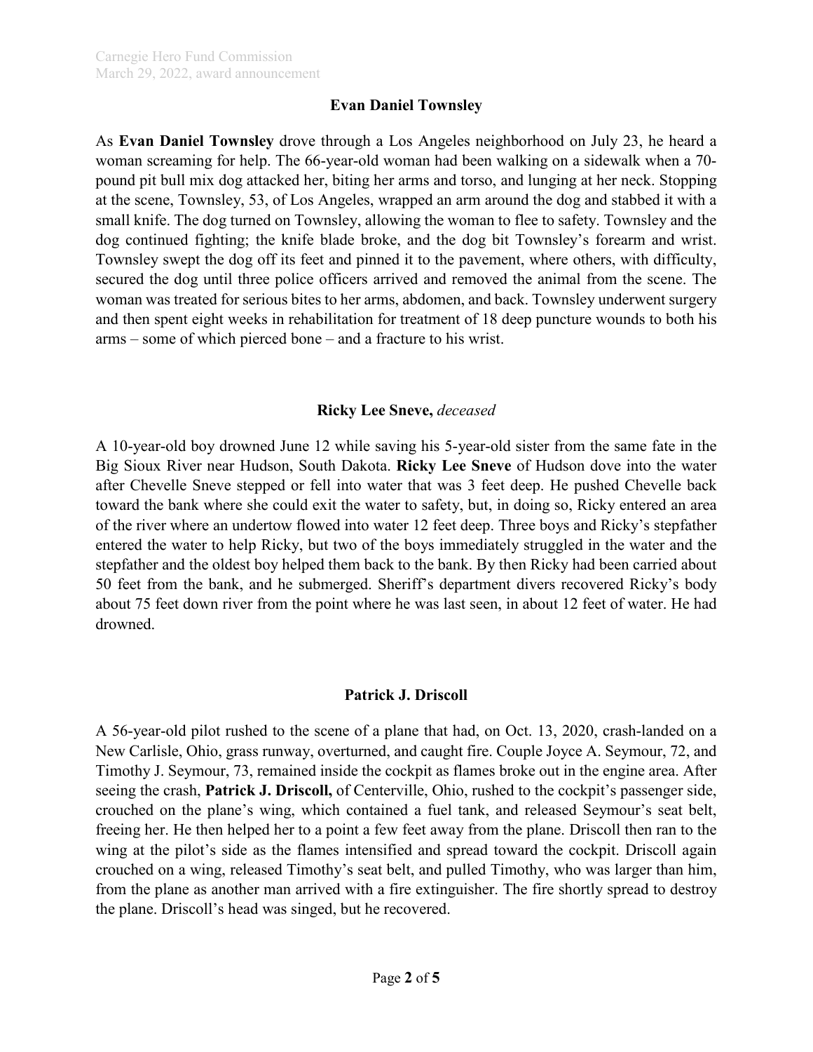### Evan Daniel Townsley

As **Evan Daniel Townsley** drove through a Los Angeles neighborhood on July 23, he heard a woman screaming for help. The 66-year-old woman had been walking on a sidewalk when a 70-pound pit bull mix dog attacked her, biting her arms and torso, and lunging at her neck. Stopping at the scene, Townsley, 53, of Los Angeles, wrapped an arm around the dog and stabbed it with a small knife. The dog turned on Townsley, allowing the woman to flee to safety. Townsley and the dog continued fighting; the knife blade broke, and the dog bit Townsley's forearm and wrist. Townsley swept the dog off its feet and pinned it to the pavement, where others, with difficulty, secured the dog until three police officers arrived and removed the animal from the scene. The woman was treated for serious bites to her arms, abdomen, and back. Townsley underwent surgery and then spent eight weeks in rehabilitation for treatment of 18 deep puncture wounds to both his arms – some of which pierced bone – and a fracture to his wrist.

### Ricky Lee Sneve, *deceased*

A 10-year-old boy drowned June 12 while saving his 5-year-old sister from the same fate in the Big Sioux River near Hudson, South Dakota. **Ricky Lee Sneve** of Hudson dove into the water after Chevelle Sneve stepped or fell into water that was 3 feet deep. He pushed Chevelle back toward the bank where she could exit the water to safety, but, in doing so, Ricky entered an area of the river where an undertow flowed into water 12 feet deep. Three boys and Ricky's stepfather entered the water to help Ricky, but two of the boys immediately struggled in the water and the stepfather and the oldest boy helped them back to the bank. By then Ricky had been carried about 50 feet from the bank, and he submerged. Sheriff's department divers recovered Ricky's body about 75 feet down river from the point where he was last seen, in about 12 feet of water. He had drowned.

### Patrick J. Driscoll

A 56-year-old pilot rushed to the scene of a plane that had, on Oct. 13, 2020, crash-landed on a New Carlisle, Ohio, grass runway, overturned, and caught fire. Couple Joyce A. Seymour, 72, and Timothy J. Seymour, 73, remained inside the cockpit as flames broke out in the engine area. After seeing the crash, **Patrick J. Driscoll,** of Centerville, Ohio, rushed to the cockpit's passenger side, crouched on the plane's wing, which contained a fuel tank, and released Seymour's seat belt, freeing her. He then helped her to a point a few feet away from the plane. Driscoll then ran to the wing at the pilot's side as the flames intensified and spread toward the cockpit. Driscoll again crouched on a wing, released Timothy's seat belt, and pulled Timothy, who was larger than him, from the plane as another man arrived with a fire extinguisher. The fire shortly spread to destroy the plane. Driscoll's head was singed, but he recovered.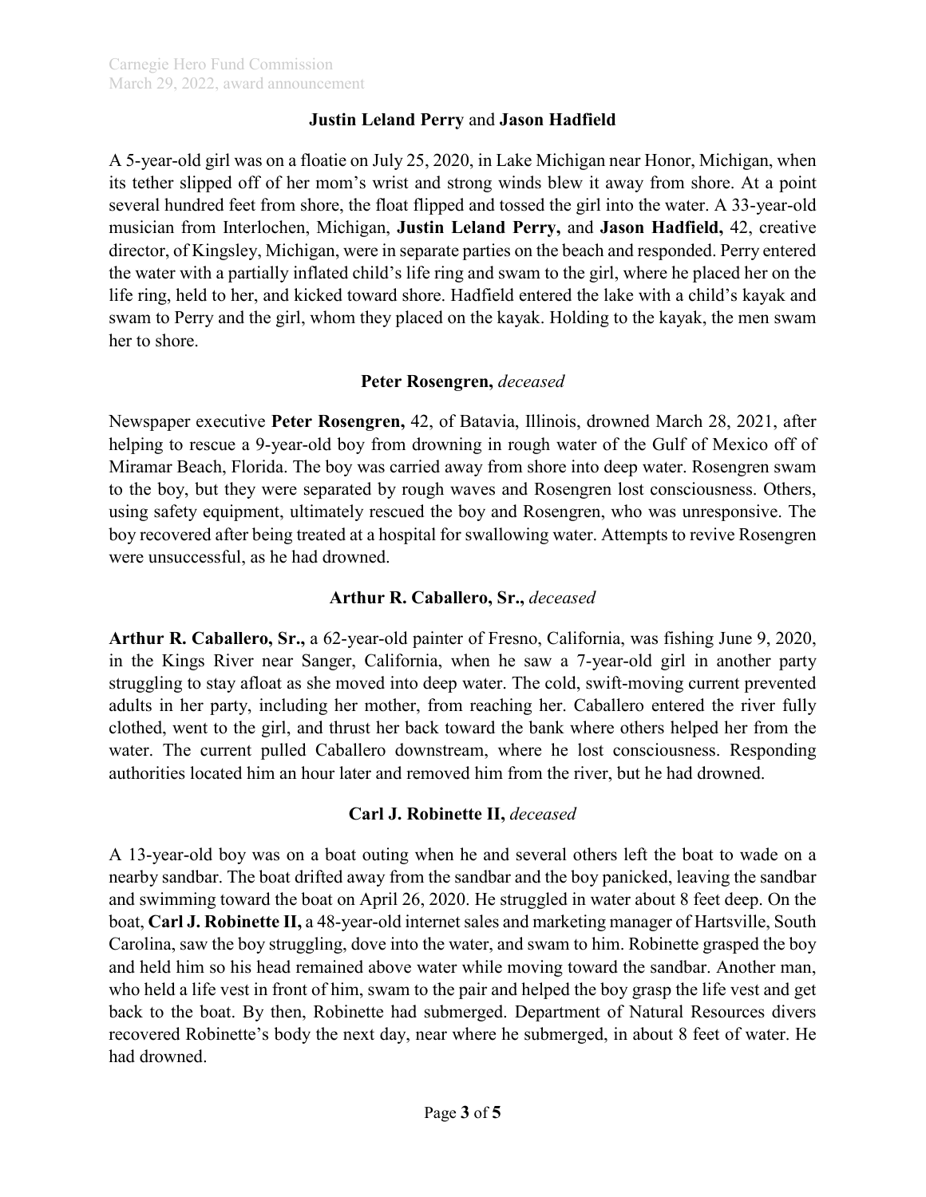### **Justin Leland Perry** and **Jason Hadfield**

A 5-year-old girl was on a floatie on July 25, 2020, in Lake Michigan near Honor, Michigan, when its tether slipped off of her mom's wrist and strong winds blew it away from shore. At a point several hundred feet from shore, the float flipped and tossed the girl into the water. A 33-year-old musician from Interlochen, Michigan, **Justin Leland Perry,** and **Jason Hadfield,** 42, creative director, of Kingsley, Michigan, were in separate parties on the beach and responded. Perry entered the water with a partially inflated child's life ring and swam to the girl, where he placed her on the life ring, held to her, and kicked toward shore. Hadfield entered the lake with a child's kayak and swam to Perry and the girl, whom they placed on the kayak. Holding to the kayak, the men swam her to shore.

### **Peter Rosengren,** *deceased*

Newspaper executive **Peter Rosengren,** 42, of Batavia, Illinois, drowned March 28, 2021, after helping to rescue a 9-year-old boy from drowning in rough water of the Gulf of Mexico off of Miramar Beach, Florida. The boy was carried away from shore into deep water. Rosengren swam to the boy, but they were separated by rough waves and Rosengren lost consciousness. Others, using safety equipment, ultimately rescued the boy and Rosengren, who was unresponsive. The boy recovered after being treated at a hospital for swallowing water. Attempts to revive Rosengren were unsuccessful, as he had drowned.

### **Arthur R. Caballero, Sr.,** *deceased*

**Arthur R. Caballero, Sr.,** a 62-year-old painter of Fresno, California, was fishing June 9, 2020, in the Kings River near Sanger, California, when he saw a 7-year-old girl in another party struggling to stay afloat as she moved into deep water. The cold, swift-moving current prevented adults in her party, including her mother, from reaching her. Caballero entered the river fully clothed, went to the girl, and thrust her back toward the bank where others helped her from the water. The current pulled Caballero downstream, where he lost consciousness. Responding authorities located him an hour later and removed him from the river, but he had drowned.

### **Carl J. Robinette II,** *deceased*

A 13-year-old boy was on a boat outing when he and several others left the boat to wade on a nearby sandbar. The boat drifted away from the sandbar and the boy panicked, leaving the sandbar and swimming toward the boat on April 26, 2020. He struggled in water about 8 feet deep. On the boat, **Carl J. Robinette II,** a 48-year-old internet sales and marketing manager of Hartsville, South Carolina, saw the boy struggling, dove into the water, and swam to him. Robinette grasped the boy and held him so his head remained above water while moving toward the sandbar. Another man, who held a life vest in front of him, swam to the pair and helped the boy grasp the life vest and get back to the boat. By then, Robinette had submerged. Department of Natural Resources divers recovered Robinette's body the next day, near where he submerged, in about 8 feet of water. He had drowned.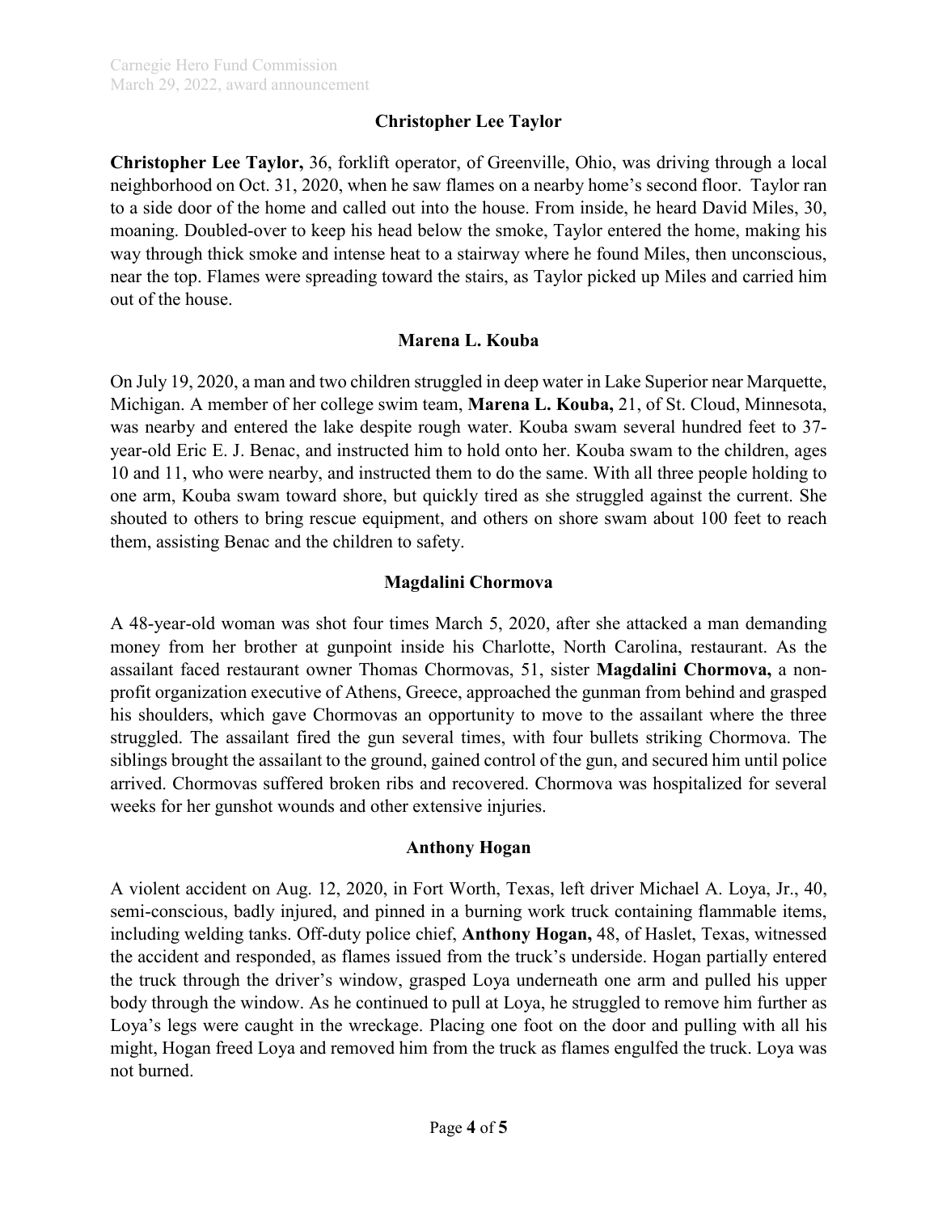### Christopher Lee Taylor

**Christopher Lee Taylor,** 36, forklift operator, of Greenville, Ohio, was driving through a local neighborhood on Oct. 31, 2020, when he saw flames on a nearby home's second floor. Taylor ran to a side door of the home and called out into the house. From inside, he heard David Miles, 30, moaning. Doubled-over to keep his head below the smoke, Taylor entered the home, making his way through thick smoke and intense heat to a stairway where he found Miles, then unconscious, near the top. Flames were spreading toward the stairs, as Taylor picked up Miles and carried him out of the house.

### Marena L. Kouba

On July 19, 2020, a man and two children struggled in deep water in Lake Superior near Marquette, Michigan. A member of her college swim team, **Marena L. Kouba,** 21, of St. Cloud, Minnesota, was nearby and entered the lake despite rough water. Kouba swam several hundred feet to 37-year-old Eric E. J. Benac, and instructed him to hold onto her. Kouba swam to the children, ages 10 and 11, who were nearby, and instructed them to do the same. With all three people holding to one arm, Kouba swam toward shore, but quickly tired as she struggled against the current. She shouted to others to bring rescue equipment, and others on shore swam about 100 feet to reach them, assisting Benac and the children to safety.

### Magdalini Chormova

A 48-year-old woman was shot four times March 5, 2020, after she attacked a man demanding money from her brother at gunpoint inside his Charlotte, North Carolina, restaurant. As the assailant faced restaurant owner Thomas Chormovas, 51, sister **Magdalini Chormova,** a non-profit organization executive of Athens, Greece, approached the gunman from behind and grasped his shoulders, which gave Chormovas an opportunity to move to the assailant where the three struggled. The assailant fired the gun several times, with four bullets striking Chormova. The siblings brought the assailant to the ground, gained control of the gun, and secured him until police arrived. Chormovas suffered broken ribs and recovered. Chormova was hospitalized for several weeks for her gunshot wounds and other extensive injuries.

### Anthony Hogan

A violent accident on Aug. 12, 2020, in Fort Worth, Texas, left driver Michael A. Loya, Jr., 40, semi-conscious, badly injured, and pinned in a burning work truck containing flammable items, including welding tanks. Off-duty police chief, **Anthony Hogan,** 48, of Haslet, Texas, witnessed the accident and responded, as flames issued from the truck's underside. Hogan partially entered the truck through the driver's window, grasped Loya underneath one arm and pulled his upper body through the window. As he continued to pull at Loya, he struggled to remove him further as Loya's legs were caught in the wreckage. Placing one foot on the door and pulling with all his might, Hogan freed Loya and removed him from the truck as flames engulfed the truck. Loya was not burned.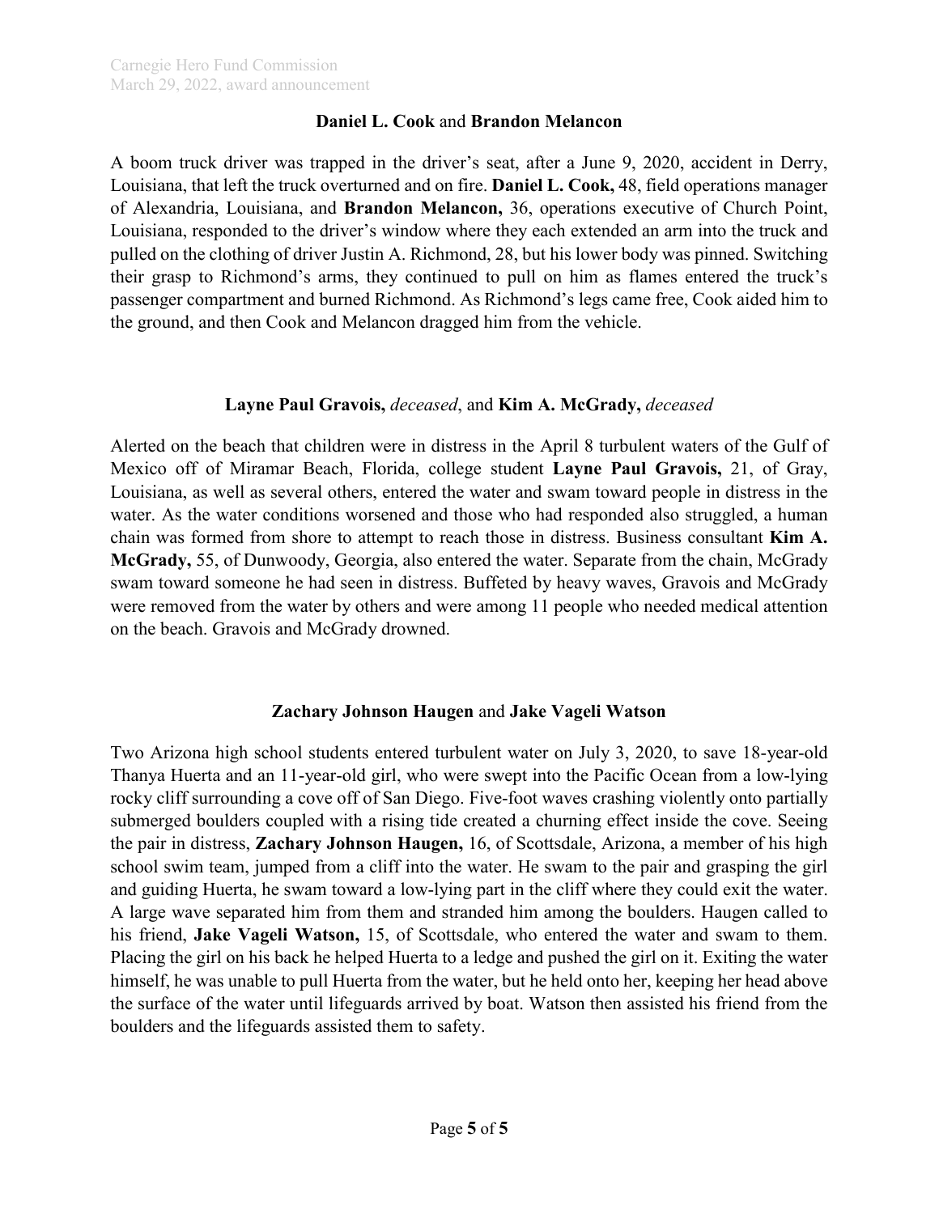**Daniel L. Cook** and **Brandon Melancon**

A boom truck driver was trapped in the driver's seat, after a June 9, 2020, accident in Derry, Louisiana, that left the truck overturned and on fire. **Daniel L. Cook,** 48, field operations manager of Alexandria, Louisiana, and **Brandon Melancon,** 36, operations executive of Church Point, Louisiana, responded to the driver's window where they each extended an arm into the truck and pulled on the clothing of driver Justin A. Richmond, 28, but his lower body was pinned. Switching their grasp to Richmond's arms, they continued to pull on him as flames entered the truck's passenger compartment and burned Richmond. As Richmond's legs came free, Cook aided him to the ground, and then Cook and Melancon dragged him from the vehicle.

**Layne Paul Gravois,** *deceased*, and **Kim A. McGrady,** *deceased*

Alerted on the beach that children were in distress in the April 8 turbulent waters of the Gulf of Mexico off of Miramar Beach, Florida, college student **Layne Paul Gravois,** 21, of Gray, Louisiana, as well as several others, entered the water and swam toward people in distress in the water. As the water conditions worsened and those who had responded also struggled, a human chain was formed from shore to attempt to reach those in distress. Business consultant **Kim A. McGrady,** 55, of Dunwoody, Georgia, also entered the water. Separate from the chain, McGrady swam toward someone he had seen in distress. Buffeted by heavy waves, Gravois and McGrady were removed from the water by others and were among 11 people who needed medical attention on the beach. Gravois and McGrady drowned.

**Zachary Johnson Haugen** and **Jake Vageli Watson**

Two Arizona high school students entered turbulent water on July 3, 2020, to save 18-year-old Thanya Huerta and an 11-year-old girl, who were swept into the Pacific Ocean from a low-lying rocky cliff surrounding a cove off of San Diego. Five-foot waves crashing violently onto partially submerged boulders coupled with a rising tide created a churning effect inside the cove. Seeing the pair in distress, **Zachary Johnson Haugen,** 16, of Scottsdale, Arizona, a member of his high school swim team, jumped from a cliff into the water. He swam to the pair and grasping the girl and guiding Huerta, he swam toward a low-lying part in the cliff where they could exit the water. A large wave separated him from them and stranded him among the boulders. Haugen called to his friend, **Jake Vageli Watson,** 15, of Scottsdale, who entered the water and swam to them. Placing the girl on his back he helped Huerta to a ledge and pushed the girl on it. Exiting the water himself, he was unable to pull Huerta from the water, but he held onto her, keeping her head above the surface of the water until lifeguards arrived by boat. Watson then assisted his friend from the boulders and the lifeguards assisted them to safety.